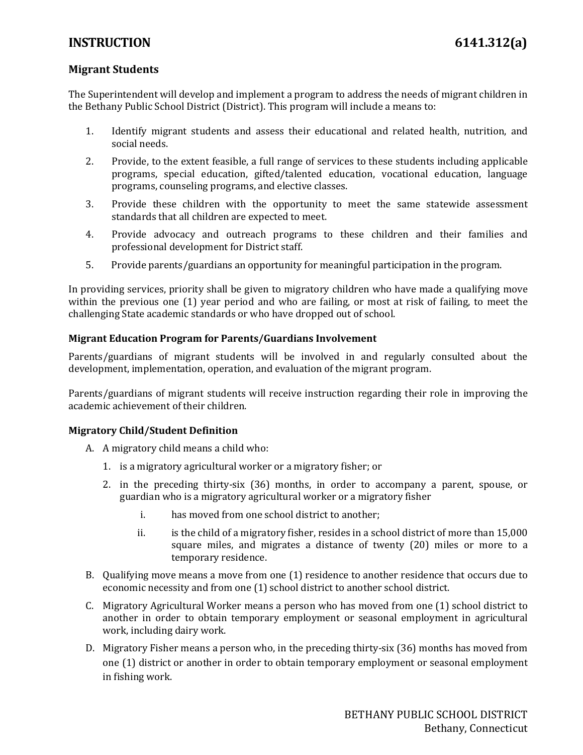# INSTRUCTION 6141.312(a)

## Migrant Students

The Superintendent will develop and implement a program to address the needs of migrant children in the Bethany Public School District (District). This program will include a means to:

1. Identify migrant students and assess their educational and related health, nutrition, and social needs.
2. Provide, to the extent feasible, a full range of services to these students including applicable programs, special education, gifted/talented education, vocational education, language programs, counseling programs, and elective classes.
3. Provide these children with the opportunity to meet the same statewide assessment standards that all children are expected to meet.
4. Provide advocacy and outreach programs to these children and their families and professional development for District staff.
5. Provide parents/guardians an opportunity for meaningful participation in the program.

In providing services, priority shall be given to migratory children who have made a qualifying move within the previous one (1) year period and who are failing, or most at risk of failing, to meet the challenging State academic standards or who have dropped out of school.

### Migrant Education Program for Parents/Guardians Involvement

Parents/guardians of migrant students will be involved in and regularly consulted about the development, implementation, operation, and evaluation of the migrant program.

Parents/guardians of migrant students will receive instruction regarding their role in improving the academic achievement of their children.

### Migratory Child/Student Definition

A. A migratory child means a child who:
   1. is a migratory agricultural worker or a migratory fisher; or
   2. in the preceding thirty-six (36) months, in order to accompany a parent, spouse, or guardian who is a migratory agricultural worker or a migratory fisher
      i. has moved from one school district to another;
      ii. is the child of a migratory fisher, resides in a school district of more than 15,000 square miles, and migrates a distance of twenty (20) miles or more to a temporary residence.

B. Qualifying move means a move from one (1) residence to another residence that occurs due to economic necessity and from one (1) school district to another school district.

C. Migratory Agricultural Worker means a person who has moved from one (1) school district to another in order to obtain temporary employment or seasonal employment in agricultural work, including dairy work.

D. Migratory Fisher means a person who, in the preceding thirty-six (36) months has moved from one (1) district or another in order to obtain temporary employment or seasonal employment in fishing work.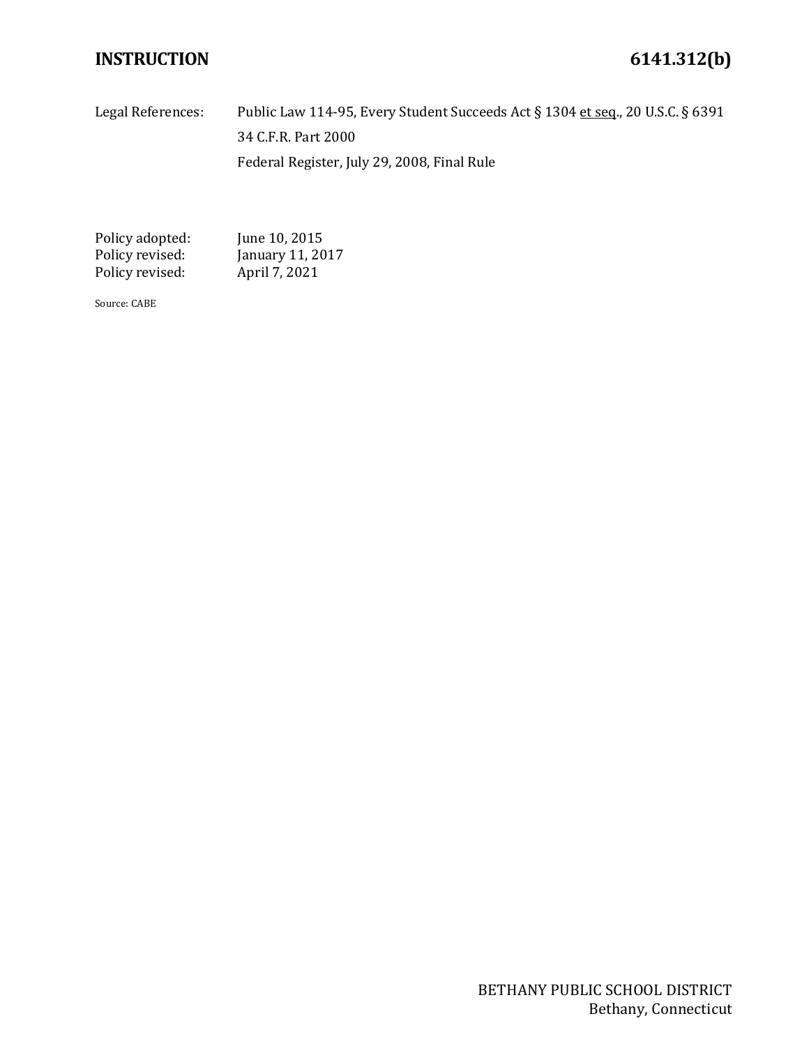Legal References: Public Law 114-95, Every Student Succeeds Act § 1304 et seq., 20 U.S.C. § 6391

34 C.F.R. Part 2000

Federal Register, July 29, 2008, Final Rule

Policy adopted: June 10, 2015
Policy revised: January 11, 2017
Policy revised: April 7, 2021

Source: CABE